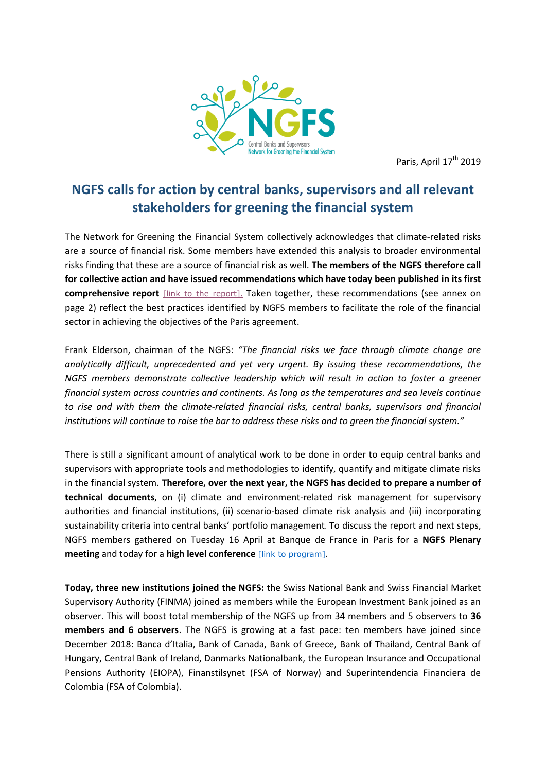Paris, April 17th 2019

# NGFS calls for action by central banks, supervisors and all relevant stakeholders for greening the financial system

The Network for Greening the Financial System collectively acknowledges that climate-related risks are a source of financial risk. Some members have extended this analysis to broader environmental risks finding that these are a source of financial risk as well. **The members of the NGFS therefore call for collective action and have issued recommendations which have today been published in its first comprehensive report** [link to the report]. Taken together, these recommendations (see annex on page 2) reflect the best practices identified by NGFS members to facilitate the role of the financial sector in achieving the objectives of the Paris agreement.

Frank Elderson, chairman of the NGFS: *"The financial risks we face through climate change are analytically difficult, unprecedented and yet very urgent. By issuing these recommendations, the NGFS members demonstrate collective leadership which will result in action to foster a greener financial system across countries and continents. As long as the temperatures and sea levels continue to rise and with them the climate-related financial risks, central banks, supervisors and financial institutions will continue to raise the bar to address these risks and to green the financial system."*

There is still a significant amount of analytical work to be done in order to equip central banks and supervisors with appropriate tools and methodologies to identify, quantify and mitigate climate risks in the financial system. **Therefore, over the next year, the NGFS has decided to prepare a number of technical documents**, on (i) climate and environment-related risk management for supervisory authorities and financial institutions, (ii) scenario-based climate risk analysis and (iii) incorporating sustainability criteria into central banks' portfolio management. To discuss the report and next steps, NGFS members gathered on Tuesday 16 April at Banque de France in Paris for a **NGFS Plenary meeting** and today for a **high level conference** [link to program].

**Today, three new institutions joined the NGFS:** the Swiss National Bank and Swiss Financial Market Supervisory Authority (FINMA) joined as members while the European Investment Bank joined as an observer. This will boost total membership of the NGFS up from 34 members and 5 observers to **36 members and 6 observers**. The NGFS is growing at a fast pace: ten members have joined since December 2018: Banca d'Italia, Bank of Canada, Bank of Greece, Bank of Thailand, Central Bank of Hungary, Central Bank of Ireland, Danmarks Nationalbank, the European Insurance and Occupational Pensions Authority (EIOPA), Finanstilsynet (FSA of Norway) and Superintendencia Financiera de Colombia (FSA of Colombia).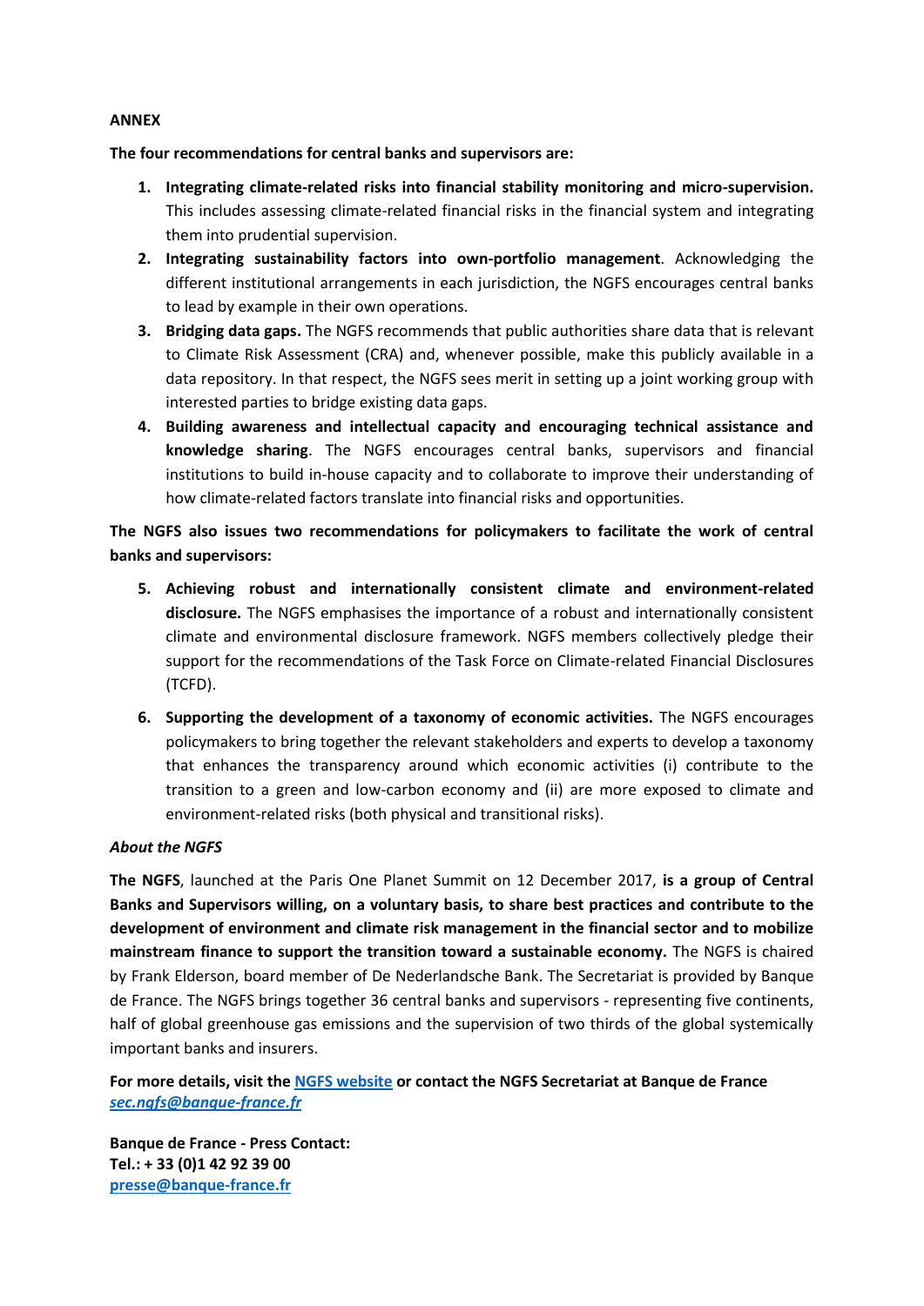**ANNEX**

**The four recommendations for central banks and supervisors are:**

1. **Integrating climate-related risks into financial stability monitoring and micro-supervision.** This includes assessing climate-related financial risks in the financial system and integrating them into prudential supervision.
2. **Integrating sustainability factors into own-portfolio management**. Acknowledging the different institutional arrangements in each jurisdiction, the NGFS encourages central banks to lead by example in their own operations.
3. **Bridging data gaps.** The NGFS recommends that public authorities share data that is relevant to Climate Risk Assessment (CRA) and, whenever possible, make this publicly available in a data repository. In that respect, the NGFS sees merit in setting up a joint working group with interested parties to bridge existing data gaps.
4. **Building awareness and intellectual capacity and encouraging technical assistance and knowledge sharing**. The NGFS encourages central banks, supervisors and financial institutions to build in-house capacity and to collaborate to improve their understanding of how climate-related factors translate into financial risks and opportunities.

**The NGFS also issues two recommendations for policymakers to facilitate the work of central banks and supervisors:**

5. **Achieving robust and internationally consistent climate and environment-related disclosure.** The NGFS emphasises the importance of a robust and internationally consistent climate and environmental disclosure framework. NGFS members collectively pledge their support for the recommendations of the Task Force on Climate-related Financial Disclosures (TCFD).
6. **Supporting the development of a taxonomy of economic activities.** The NGFS encourages policymakers to bring together the relevant stakeholders and experts to develop a taxonomy that enhances the transparency around which economic activities (i) contribute to the transition to a green and low-carbon economy and (ii) are more exposed to climate and environment-related risks (both physical and transitional risks).

***About the NGFS***

**The NGFS**, launched at the Paris One Planet Summit on 12 December 2017, **is a group of Central Banks and Supervisors willing, on a voluntary basis, to share best practices and contribute to the development of environment and climate risk management in the financial sector and to mobilize mainstream finance to support the transition toward a sustainable economy.** The NGFS is chaired by Frank Elderson, board member of De Nederlandsche Bank. The Secretariat is provided by Banque de France. The NGFS brings together 36 central banks and supervisors - representing five continents, half of global greenhouse gas emissions and the supervision of two thirds of the global systemically important banks and insurers.

**For more details, visit the NGFS website or contact the NGFS Secretariat at Banque de France** ***sec.ngfs@banque-france.fr***

**Banque de France - Press Contact:**
**Tel.: + 33 (0)1 42 92 39 00**
**presse@banque-france.fr**